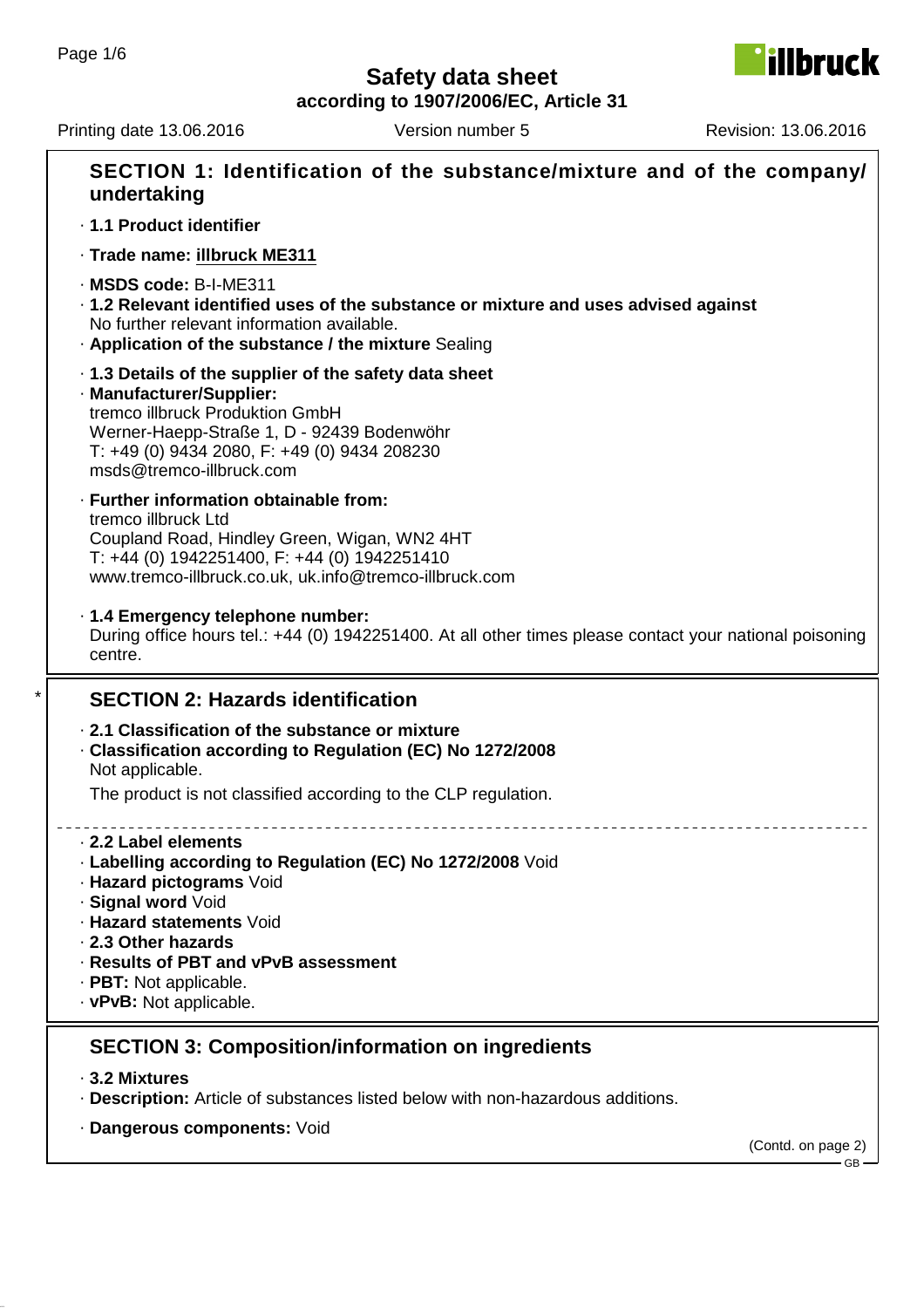# Safety data sheet

**according to 1907/2006/EC, Article 31**

Printing date 13.06.2016 Version number 5 Revision: 13.06.2016

## SECTION 1: Identification of the substance/mixture and of the company/ undertaking

· **1.1 Product identifier**

· **Trade name: illbruck ME311**

· **MSDS code:** B-I-ME311

· **1.2 Relevant identified uses of the substance or mixture and uses advised against**
No further relevant information available.

· **Application of the substance / the mixture** Sealing

· **1.3 Details of the supplier of the safety data sheet**

· **Manufacturer/Supplier:**
tremco illbruck Produktion GmbH
Werner-Haepp-Straße 1, D - 92439 Bodenwöhr
T: +49 (0) 9434 2080, F: +49 (0) 9434 208230
msds@tremco-illbruck.com

· **Further information obtainable from:**
tremco illbruck Ltd
Coupland Road, Hindley Green, Wigan, WN2 4HT
T: +44 (0) 1942251400, F: +44 (0) 1942251410
www.tremco-illbruck.co.uk, uk.info@tremco-illbruck.com

· **1.4 Emergency telephone number:**
During office hours tel.: +44 (0) 1942251400. At all other times please contact your national poisoning centre.

## * SECTION 2: Hazards identification

· **2.1 Classification of the substance or mixture**

· **Classification according to Regulation (EC) No 1272/2008**
Not applicable.

The product is not classified according to the CLP regulation.

· **2.2 Label elements**

· **Labelling according to Regulation (EC) No 1272/2008** Void

· **Hazard pictograms** Void

· **Signal word** Void

· **Hazard statements** Void

· **2.3 Other hazards**

· **Results of PBT and vPvB assessment**

· **PBT:** Not applicable.

· **vPvB:** Not applicable.

## SECTION 3: Composition/information on ingredients

· **3.2 Mixtures**

· **Description:** Article of substances listed below with non-hazardous additions.

· **Dangerous components:** Void

(Contd. on page 2)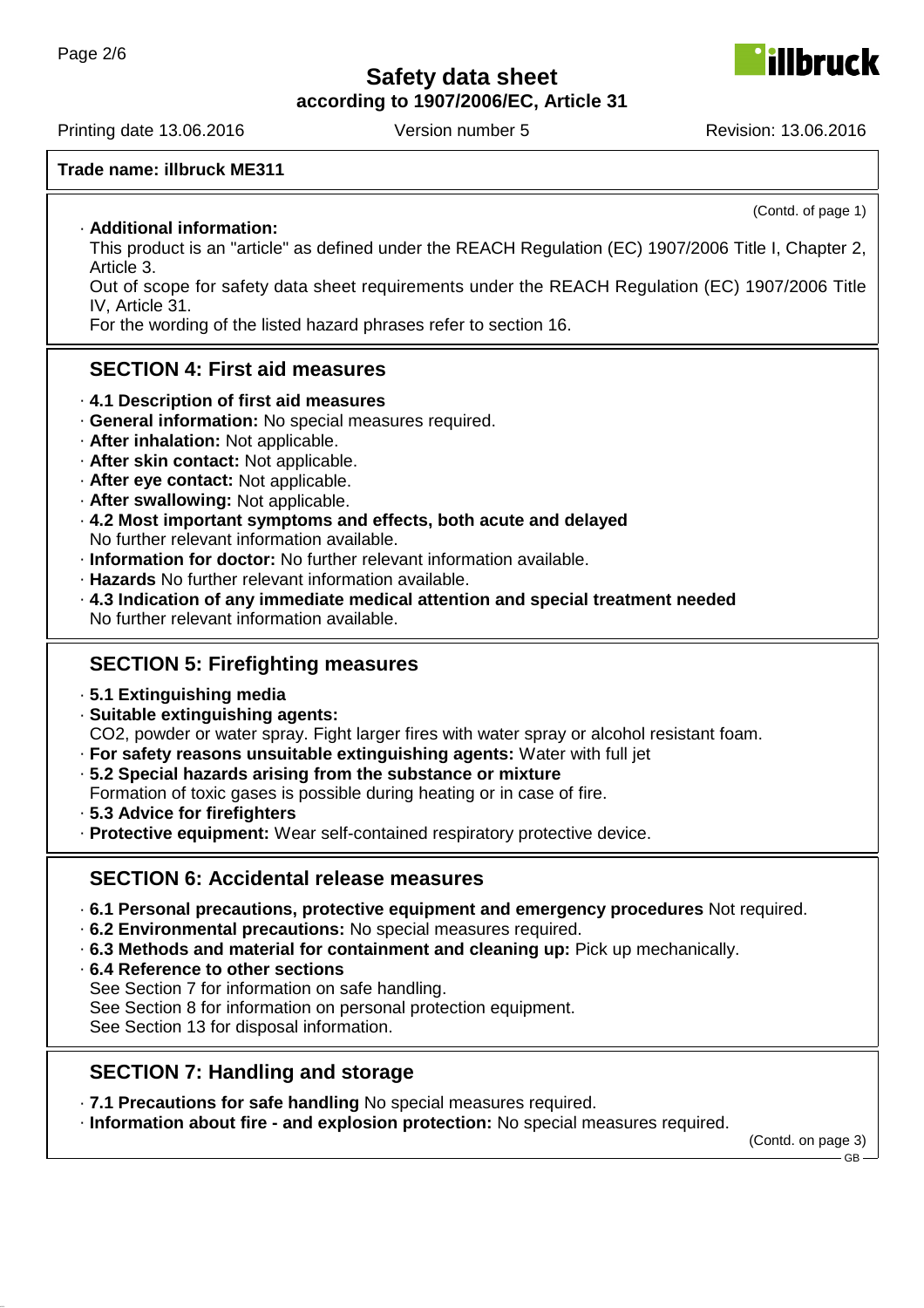**Trade name: illbruck ME311**

(Contd. of page 1)

· **Additional information:**
This product is an "article" as defined under the REACH Regulation (EC) 1907/2006 Title I, Chapter 2, Article 3.
Out of scope for safety data sheet requirements under the REACH Regulation (EC) 1907/2006 Title IV, Article 31.
For the wording of the listed hazard phrases refer to section 16.

## SECTION 4: First aid measures

· **4.1 Description of first aid measures**
· **General information:** No special measures required.
· **After inhalation:** Not applicable.
· **After skin contact:** Not applicable.
· **After eye contact:** Not applicable.
· **After swallowing:** Not applicable.
· **4.2 Most important symptoms and effects, both acute and delayed**
No further relevant information available.
· **Information for doctor:** No further relevant information available.
· **Hazards** No further relevant information available.
· **4.3 Indication of any immediate medical attention and special treatment needed**
No further relevant information available.

## SECTION 5: Firefighting measures

· **5.1 Extinguishing media**
· **Suitable extinguishing agents:**
$CO_2$, powder or water spray. Fight larger fires with water spray or alcohol resistant foam.
· **For safety reasons unsuitable extinguishing agents:** Water with full jet
· **5.2 Special hazards arising from the substance or mixture**
Formation of toxic gases is possible during heating or in case of fire.
· **5.3 Advice for firefighters**
· **Protective equipment:** Wear self-contained respiratory protective device.

## SECTION 6: Accidental release measures

· **6.1 Personal precautions, protective equipment and emergency procedures** Not required.
· **6.2 Environmental precautions:** No special measures required.
· **6.3 Methods and material for containment and cleaning up:** Pick up mechanically.
· **6.4 Reference to other sections**
See Section 7 for information on safe handling.
See Section 8 for information on personal protection equipment.
See Section 13 for disposal information.

## SECTION 7: Handling and storage

· **7.1 Precautions for safe handling** No special measures required.
· **Information about fire - and explosion protection:** No special measures required.

(Contd. on page 3)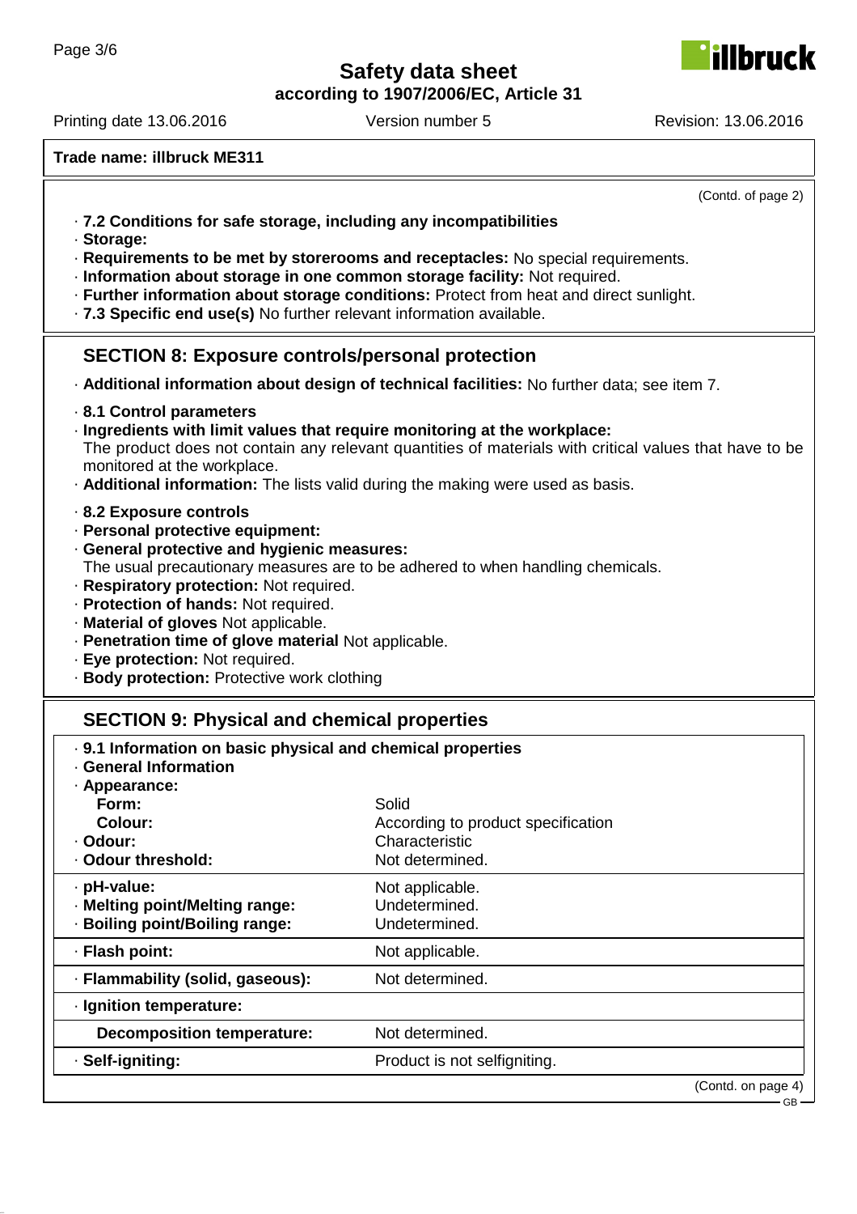**Trade name: illbruck ME311**

(Contd. of page 2)

- **7.2 Conditions for safe storage, including any incompatibilities**
- **Storage:**
- **Requirements to be met by storerooms and receptacles:** No special requirements.
- **Information about storage in one common storage facility:** Not required.
- **Further information about storage conditions:** Protect from heat and direct sunlight.
- **7.3 Specific end use(s)** No further relevant information available.

## SECTION 8: Exposure controls/personal protection

- **Additional information about design of technical facilities:** No further data; see item 7.

- **8.1 Control parameters**
- **Ingredients with limit values that require monitoring at the workplace:**
  The product does not contain any relevant quantities of materials with critical values that have to be monitored at the workplace.
- **Additional information:** The lists valid during the making were used as basis.

- **8.2 Exposure controls**
- **Personal protective equipment:**
- **General protective and hygienic measures:**
  The usual precautionary measures are to be adhered to when handling chemicals.
- **Respiratory protection:** Not required.
- **Protection of hands:** Not required.
- **Material of gloves** Not applicable.
- **Penetration time of glove material** Not applicable.
- **Eye protection:** Not required.
- **Body protection:** Protective work clothing

## SECTION 9: Physical and chemical properties

- **9.1 Information on basic physical and chemical properties**
- **General Information**

| Property | Value |
|---|---|
| **Appearance:** | |
| **Form:** | Solid |
| **Colour:** | According to product specification |
| **Odour:** | Characteristic |
| **Odour threshold:** | Not determined. |
| **pH-value:** | Not applicable. |
| **Melting point/Melting range:** | Undetermined. |
| **Boiling point/Boiling range:** | Undetermined. |
| **Flash point:** | Not applicable. |
| **Flammability (solid, gaseous):** | Not determined. |
| **Ignition temperature:** | |
| **Decomposition temperature:** | Not determined. |
| **Self-igniting:** | Product is not selfigniting. |

(Contd. on page 4)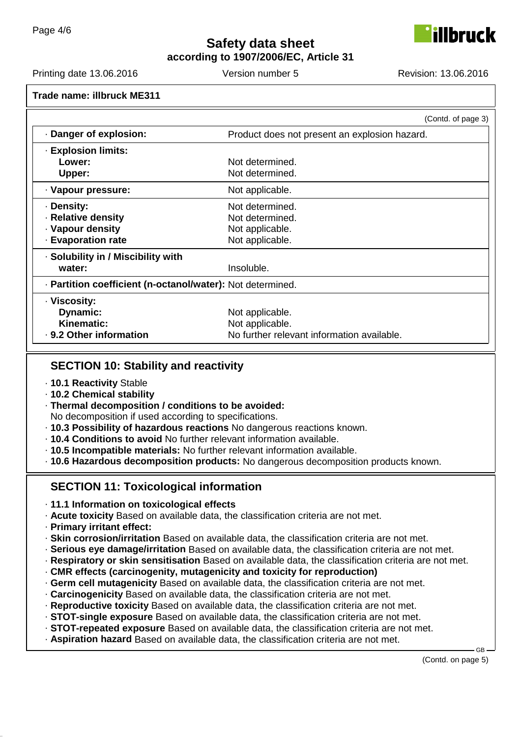**Trade name: illbruck ME311**

(Contd. of page 3)

| | |
|---|---|
| · **Danger of explosion:** | Product does not present an explosion hazard. |
| · **Explosion limits:** | |
| **Lower:** | Not determined. |
| **Upper:** | Not determined. |
| · **Vapour pressure:** | Not applicable. |
| · **Density:** | Not determined. |
| · **Relative density** | Not determined. |
| · **Vapour density** | Not applicable. |
| · **Evaporation rate** | Not applicable. |
| · **Solubility in / Miscibility with water:** | Insoluble. |
| · **Partition coefficient (n-octanol/water):** | Not determined. |
| · **Viscosity:** | |
| **Dynamic:** | Not applicable. |
| **Kinematic:** | Not applicable. |
| · **9.2 Other information** | No further relevant information available. |

## SECTION 10: Stability and reactivity

- · **10.1 Reactivity** Stable
- · **10.2 Chemical stability**
- · **Thermal decomposition / conditions to be avoided:**
  No decomposition if used according to specifications.
- · **10.3 Possibility of hazardous reactions** No dangerous reactions known.
- · **10.4 Conditions to avoid** No further relevant information available.
- · **10.5 Incompatible materials:** No further relevant information available.
- · **10.6 Hazardous decomposition products:** No dangerous decomposition products known.

## SECTION 11: Toxicological information

- · **11.1 Information on toxicological effects**
- · **Acute toxicity** Based on available data, the classification criteria are not met.
- · **Primary irritant effect:**
- · **Skin corrosion/irritation** Based on available data, the classification criteria are not met.
- · **Serious eye damage/irritation** Based on available data, the classification criteria are not met.
- · **Respiratory or skin sensitisation** Based on available data, the classification criteria are not met.
- · **CMR effects (carcinogenity, mutagenicity and toxicity for reproduction)**
- · **Germ cell mutagenicity** Based on available data, the classification criteria are not met.
- · **Carcinogenicity** Based on available data, the classification criteria are not met.
- · **Reproductive toxicity** Based on available data, the classification criteria are not met.
- · **STOT-single exposure** Based on available data, the classification criteria are not met.
- · **STOT-repeated exposure** Based on available data, the classification criteria are not met.
- · **Aspiration hazard** Based on available data, the classification criteria are not met.

(Contd. on page 5)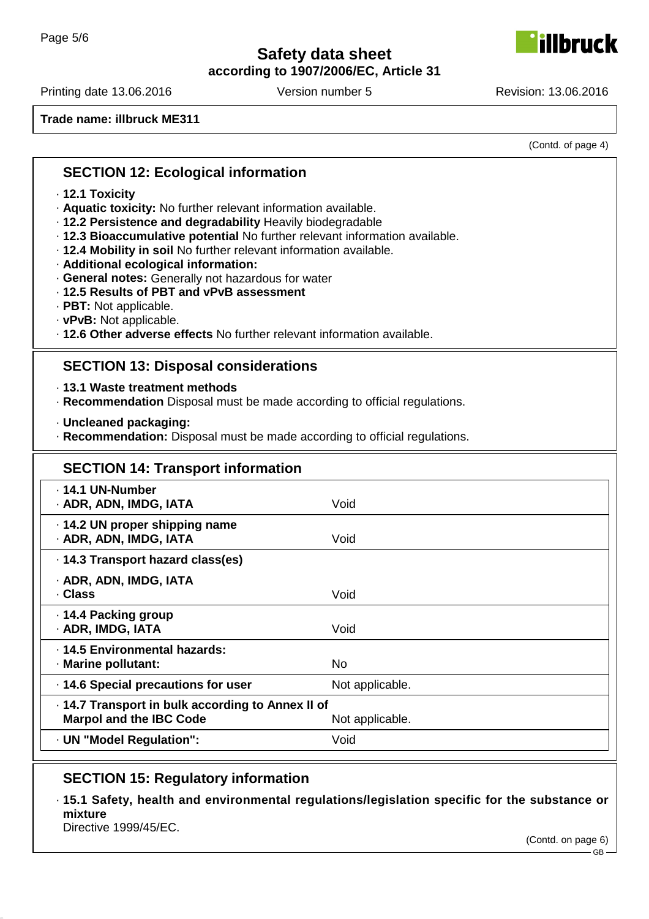Trade name: illbruck ME311

(Contd. of page 4)

## SECTION 12: Ecological information

- **12.1 Toxicity**
- **Aquatic toxicity:** No further relevant information available.
- **12.2 Persistence and degradability** Heavily biodegradable
- **12.3 Bioaccumulative potential** No further relevant information available.
- **12.4 Mobility in soil** No further relevant information available.
- **Additional ecological information:**
- **General notes:** Generally not hazardous for water
- **12.5 Results of PBT and vPvB assessment**
- **PBT:** Not applicable.
- **vPvB:** Not applicable.
- **12.6 Other adverse effects** No further relevant information available.

## SECTION 13: Disposal considerations

- **13.1 Waste treatment methods**
- **Recommendation** Disposal must be made according to official regulations.

- **Uncleaned packaging:**
- **Recommendation:** Disposal must be made according to official regulations.

## SECTION 14: Transport information

| | |
|---|---|
| **14.1 UN-Number**<br>**ADR, ADN, IMDG, IATA** | Void |
| **14.2 UN proper shipping name**<br>**ADR, ADN, IMDG, IATA** | Void |
| **14.3 Transport hazard class(es)** | |
| **ADR, ADN, IMDG, IATA**<br>**Class** | Void |
| **14.4 Packing group**<br>**ADR, IMDG, IATA** | Void |
| **14.5 Environmental hazards:**<br>**Marine pollutant:** | No |
| **14.6 Special precautions for user** | Not applicable. |
| **14.7 Transport in bulk according to Annex II of Marpol and the IBC Code** | Not applicable. |
| **UN "Model Regulation":** | Void |

## SECTION 15: Regulatory information

- **15.1 Safety, health and environmental regulations/legislation specific for the substance or mixture**

Directive 1999/45/EC.

(Contd. on page 6)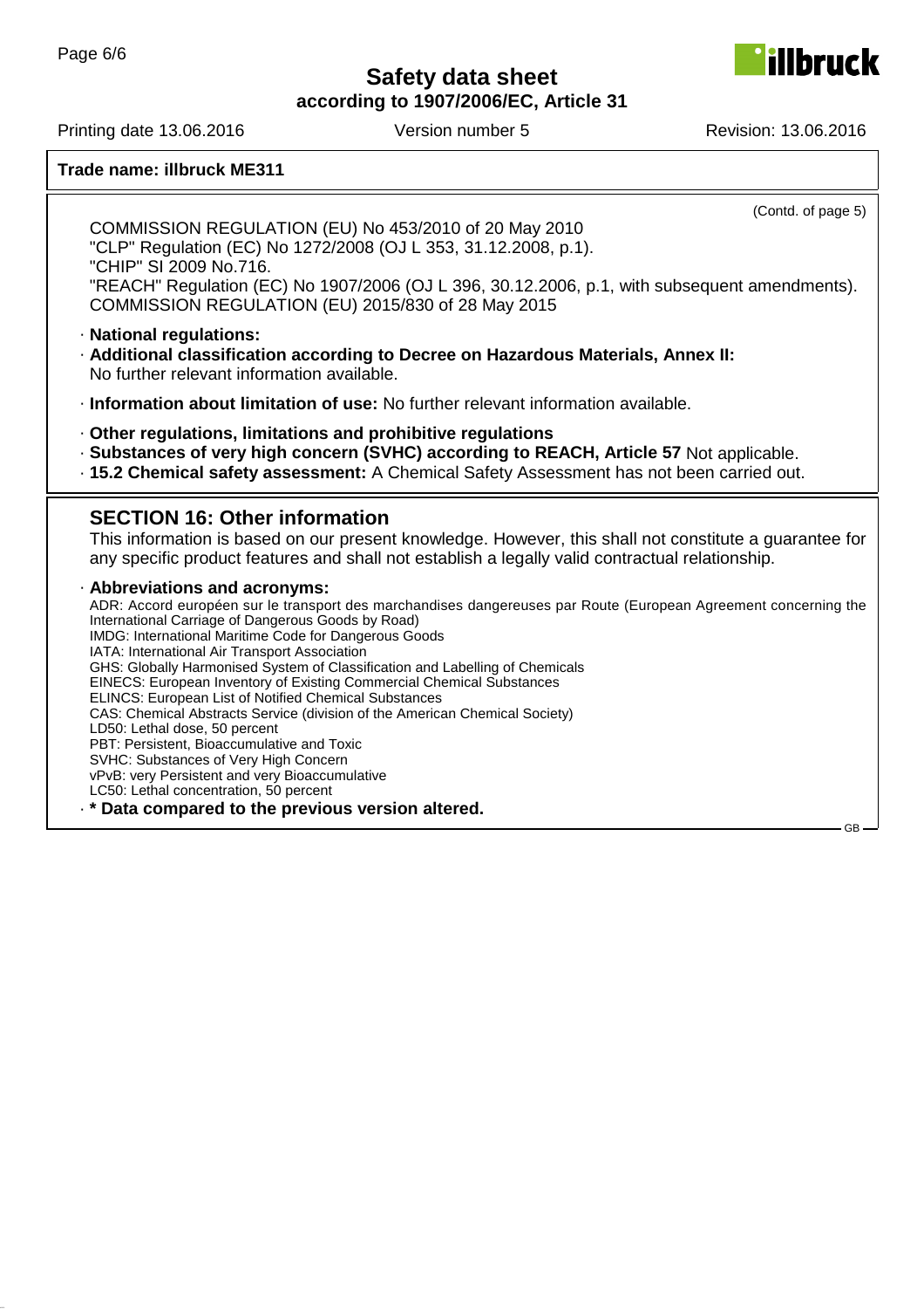(Contd. of page 5)

COMMISSION REGULATION (EU) No 453/2010 of 20 May 2010
"CLP" Regulation (EC) No 1272/2008 (OJ L 353, 31.12.2008, p.1).
"CHIP" SI 2009 No.716.
"REACH" Regulation (EC) No 1907/2006 (OJ L 396, 30.12.2006, p.1, with subsequent amendments).
COMMISSION REGULATION (EU) 2015/830 of 28 May 2015

· **National regulations:**
· **Additional classification according to Decree on Hazardous Materials, Annex II:**
No further relevant information available.

· **Information about limitation of use:** No further relevant information available.

· **Other regulations, limitations and prohibitive regulations**
· **Substances of very high concern (SVHC) according to REACH, Article 57** Not applicable.
· **15.2 Chemical safety assessment:** A Chemical Safety Assessment has not been carried out.

## SECTION 16: Other information

This information is based on our present knowledge. However, this shall not constitute a guarantee for any specific product features and shall not establish a legally valid contractual relationship.

· **Abbreviations and acronyms:**
ADR: Accord européen sur le transport des marchandises dangereuses par Route (European Agreement concerning the International Carriage of Dangerous Goods by Road)
IMDG: International Maritime Code for Dangerous Goods
IATA: International Air Transport Association
GHS: Globally Harmonised System of Classification and Labelling of Chemicals
EINECS: European Inventory of Existing Commercial Chemical Substances
ELINCS: European List of Notified Chemical Substances
CAS: Chemical Abstracts Service (division of the American Chemical Society)
LD50: Lethal dose, 50 percent
PBT: Persistent, Bioaccumulative and Toxic
SVHC: Substances of Very High Concern
vPvB: very Persistent and very Bioaccumulative
LC50: Lethal concentration, 50 percent
· **\* Data compared to the previous version altered.**

GB